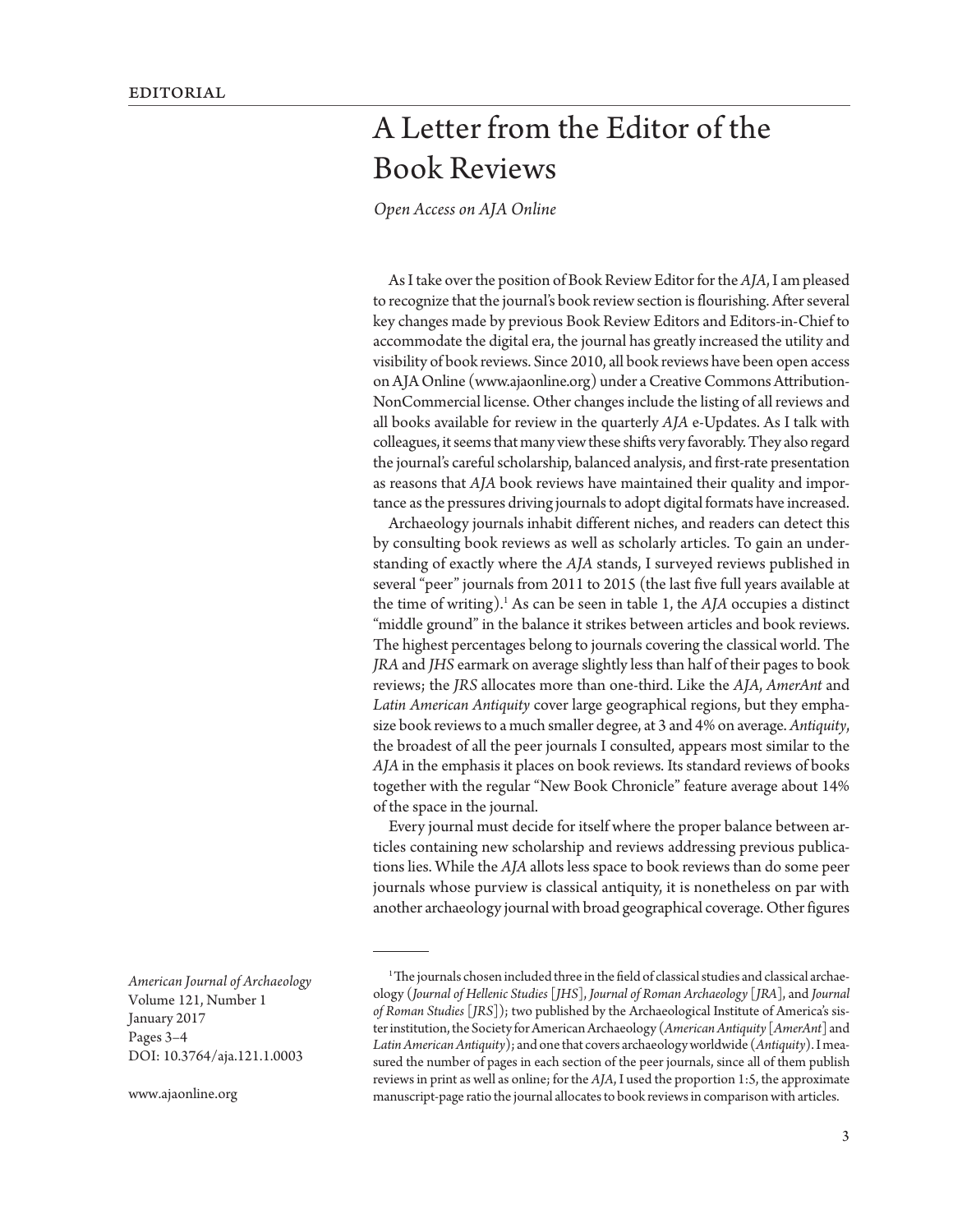EDITORIAL

# A Letter from the Editor of the Book Reviews

*Open Access on AJA Online*

As I take over the position of Book Review Editor for the *AJA*, I am pleased to recognize that the journal's book review section is flourishing. After several key changes made by previous Book Review Editors and Editors-in-Chief to accommodate the digital era, the journal has greatly increased the utility and visibility of book reviews. Since 2010, all book reviews have been open access on AJA Online (www.ajaonline.org) under a Creative Commons Attribution-NonCommercial license. Other changes include the listing of all reviews and all books available for review in the quarterly *AJA* e-Updates. As I talk with colleagues, it seems that many view these shifts very favorably. They also regard the journal's careful scholarship, balanced analysis, and first-rate presentation as reasons that *AJA* book reviews have maintained their quality and importance as the pressures driving journals to adopt digital formats have increased.

Archaeology journals inhabit different niches, and readers can detect this by consulting book reviews as well as scholarly articles. To gain an understanding of exactly where the *AJA* stands, I surveyed reviews published in several "peer" journals from 2011 to 2015 (the last five full years available at the time of writing).[1] As can be seen in table 1, the *AJA* occupies a distinct "middle ground" in the balance it strikes between articles and book reviews. The highest percentages belong to journals covering the classical world. The *JRA* and *JHS* earmark on average slightly less than half of their pages to book reviews; the *JRS* allocates more than one-third. Like the *AJA*, *AmerAnt* and *Latin American Antiquity* cover large geographical regions, but they emphasize book reviews to a much smaller degree, at 3 and 4% on average. *Antiquity*, the broadest of all the peer journals I consulted, appears most similar to the *AJA* in the emphasis it places on book reviews. Its standard reviews of books together with the regular "New Book Chronicle" feature average about 14% of the space in the journal.

Every journal must decide for itself where the proper balance between articles containing new scholarship and reviews addressing previous publications lies. While the *AJA* allots less space to book reviews than do some peer journals whose purview is classical antiquity, it is nonetheless on par with another archaeology journal with broad geographical coverage. Other figures

---

[1] The journals chosen included three in the field of classical studies and classical archaeology (*Journal of Hellenic Studies* [*JHS*], *Journal of Roman Archaeology* [*JRA*], and *Journal of Roman Studies* [*JRS*]); two published by the Archaeological Institute of America's sister institution, the Society for American Archaeology (*American Antiquity* [*AmerAnt*] and *Latin American Antiquity*); and one that covers archaeology worldwide (*Antiquity*). I measured the number of pages in each section of the peer journals, since all of them publish reviews in print as well as online; for the *AJA*, I used the proportion 1:5, the approximate manuscript-page ratio the journal allocates to book reviews in comparison with articles.

*American Journal of Archaeology*
Volume 121, Number 1
January 2017
Pages 3–4
DOI: 10.3764/aja.121.1.0003

www.ajaonline.org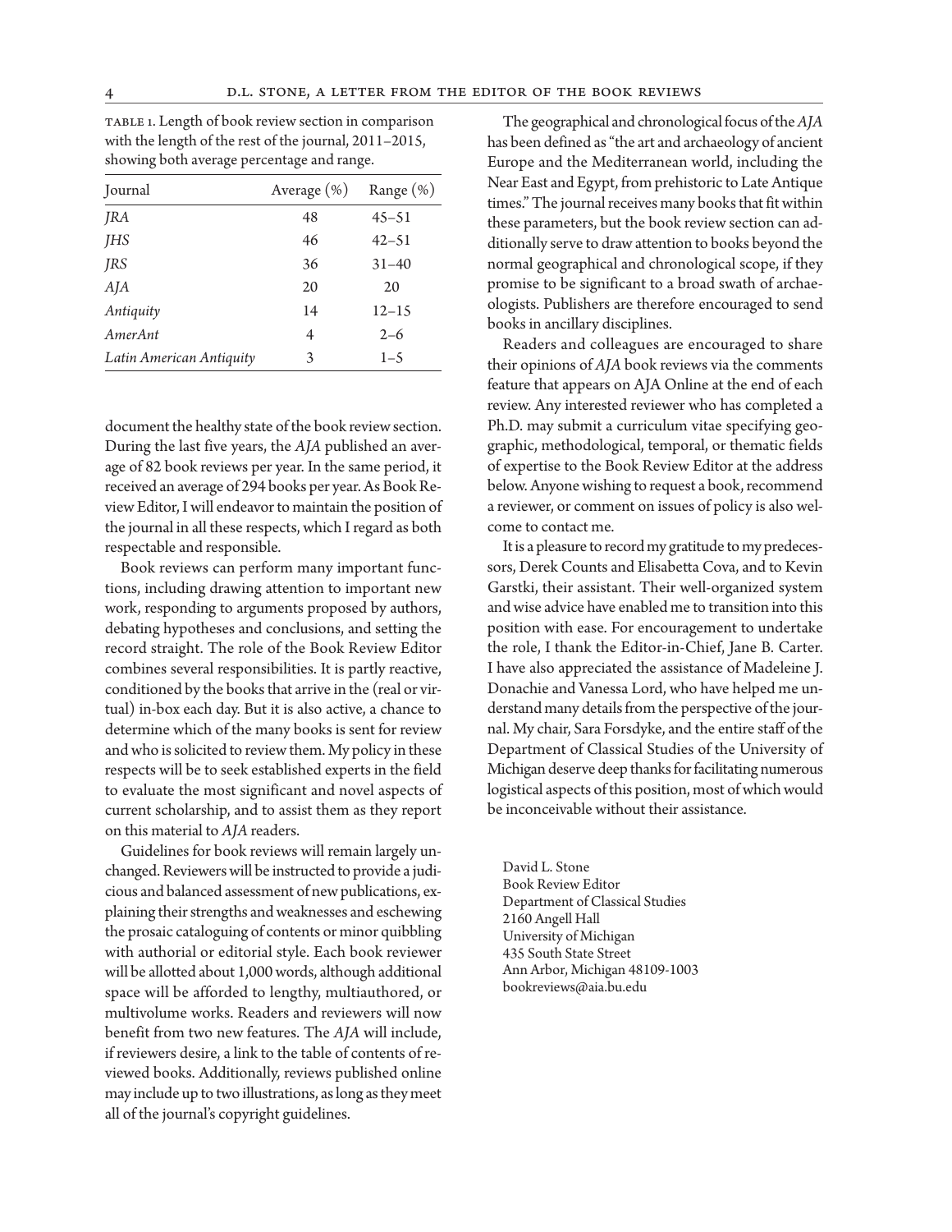TABLE 1. Length of book review section in comparison with the length of the rest of the journal, 2011–2015, showing both average percentage and range.

| Journal | Average (%) | Range (%) |
|---|---|---|
| *JRA* | 48 | 45–51 |
| *JHS* | 46 | 42–51 |
| *JRS* | 36 | 31–40 |
| *AJA* | 20 | 20 |
| *Antiquity* | 14 | 12–15 |
| *AmerAnt* | 4 | 2–6 |
| *Latin American Antiquity* | 3 | 1–5 |

document the healthy state of the book review section. During the last five years, the *AJA* published an average of 82 book reviews per year. In the same period, it received an average of 294 books per year. As Book Review Editor, I will endeavor to maintain the position of the journal in all these respects, which I regard as both respectable and responsible.

Book reviews can perform many important functions, including drawing attention to important new work, responding to arguments proposed by authors, debating hypotheses and conclusions, and setting the record straight. The role of the Book Review Editor combines several responsibilities. It is partly reactive, conditioned by the books that arrive in the (real or virtual) in-box each day. But it is also active, a chance to determine which of the many books is sent for review and who is solicited to review them. My policy in these respects will be to seek established experts in the field to evaluate the most significant and novel aspects of current scholarship, and to assist them as they report on this material to *AJA* readers.

Guidelines for book reviews will remain largely unchanged. Reviewers will be instructed to provide a judicious and balanced assessment of new publications, explaining their strengths and weaknesses and eschewing the prosaic cataloguing of contents or minor quibbling with authorial or editorial style. Each book reviewer will be allotted about 1,000 words, although additional space will be afforded to lengthy, multiauthored, or multivolume works. Readers and reviewers will now benefit from two new features. The *AJA* will include, if reviewers desire, a link to the table of contents of reviewed books. Additionally, reviews published online may include up to two illustrations, as long as they meet all of the journal's copyright guidelines.

The geographical and chronological focus of the *AJA* has been defined as "the art and archaeology of ancient Europe and the Mediterranean world, including the Near East and Egypt, from prehistoric to Late Antique times." The journal receives many books that fit within these parameters, but the book review section can additionally serve to draw attention to books beyond the normal geographical and chronological scope, if they promise to be significant to a broad swath of archaeologists. Publishers are therefore encouraged to send books in ancillary disciplines.

Readers and colleagues are encouraged to share their opinions of *AJA* book reviews via the comments feature that appears on AJA Online at the end of each review. Any interested reviewer who has completed a Ph.D. may submit a curriculum vitae specifying geographic, methodological, temporal, or thematic fields of expertise to the Book Review Editor at the address below. Anyone wishing to request a book, recommend a reviewer, or comment on issues of policy is also welcome to contact me.

It is a pleasure to record my gratitude to my predecessors, Derek Counts and Elisabetta Cova, and to Kevin Garstki, their assistant. Their well-organized system and wise advice have enabled me to transition into this position with ease. For encouragement to undertake the role, I thank the Editor-in-Chief, Jane B. Carter. I have also appreciated the assistance of Madeleine J. Donachie and Vanessa Lord, who have helped me understand many details from the perspective of the journal. My chair, Sara Forsdyke, and the entire staff of the Department of Classical Studies of the University of Michigan deserve deep thanks for facilitating numerous logistical aspects of this position, most of which would be inconceivable without their assistance.

David L. Stone
Book Review Editor
Department of Classical Studies
2160 Angell Hall
University of Michigan
435 South State Street
Ann Arbor, Michigan 48109-1003
bookreviews@aia.bu.edu